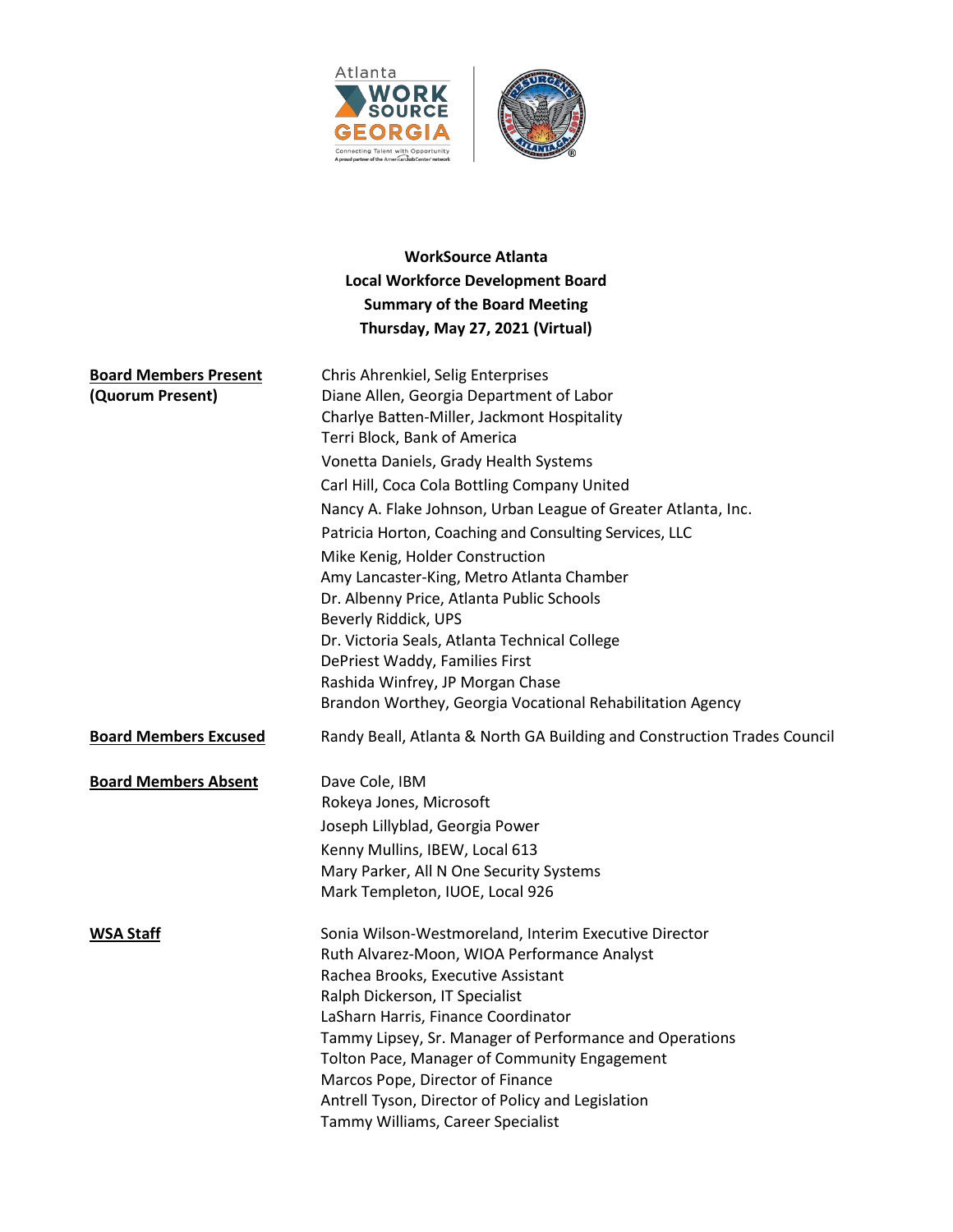**WorkSource Atlanta**
**Local Workforce Development Board**
**Summary of the Board Meeting**
**Thursday, May 27, 2021 (Virtual)**

**Board Members Present (Quorum Present)**

Chris Ahrenkiel, Selig Enterprises
Diane Allen, Georgia Department of Labor
Charlye Batten-Miller, Jackmont Hospitality
Terri Block, Bank of America
Vonetta Daniels, Grady Health Systems
Carl Hill, Coca Cola Bottling Company United
Nancy A. Flake Johnson, Urban League of Greater Atlanta, Inc.
Patricia Horton, Coaching and Consulting Services, LLC
Mike Kenig, Holder Construction
Amy Lancaster-King, Metro Atlanta Chamber
Dr. Albenny Price, Atlanta Public Schools
Beverly Riddick, UPS
Dr. Victoria Seals, Atlanta Technical College
DePriest Waddy, Families First
Rashida Winfrey, JP Morgan Chase
Brandon Worthey, Georgia Vocational Rehabilitation Agency

**Board Members Excused**

Randy Beall, Atlanta & North GA Building and Construction Trades Council

**Board Members Absent**

Dave Cole, IBM
Rokeya Jones, Microsoft
Joseph Lillyblad, Georgia Power
Kenny Mullins, IBEW, Local 613
Mary Parker, All N One Security Systems
Mark Templeton, IUOE, Local 926

**WSA Staff**

Sonia Wilson-Westmoreland, Interim Executive Director
Ruth Alvarez-Moon, WIOA Performance Analyst
Rachea Brooks, Executive Assistant
Ralph Dickerson, IT Specialist
LaSharn Harris, Finance Coordinator
Tammy Lipsey, Sr. Manager of Performance and Operations
Tolton Pace, Manager of Community Engagement
Marcos Pope, Director of Finance
Antrell Tyson, Director of Policy and Legislation
Tammy Williams, Career Specialist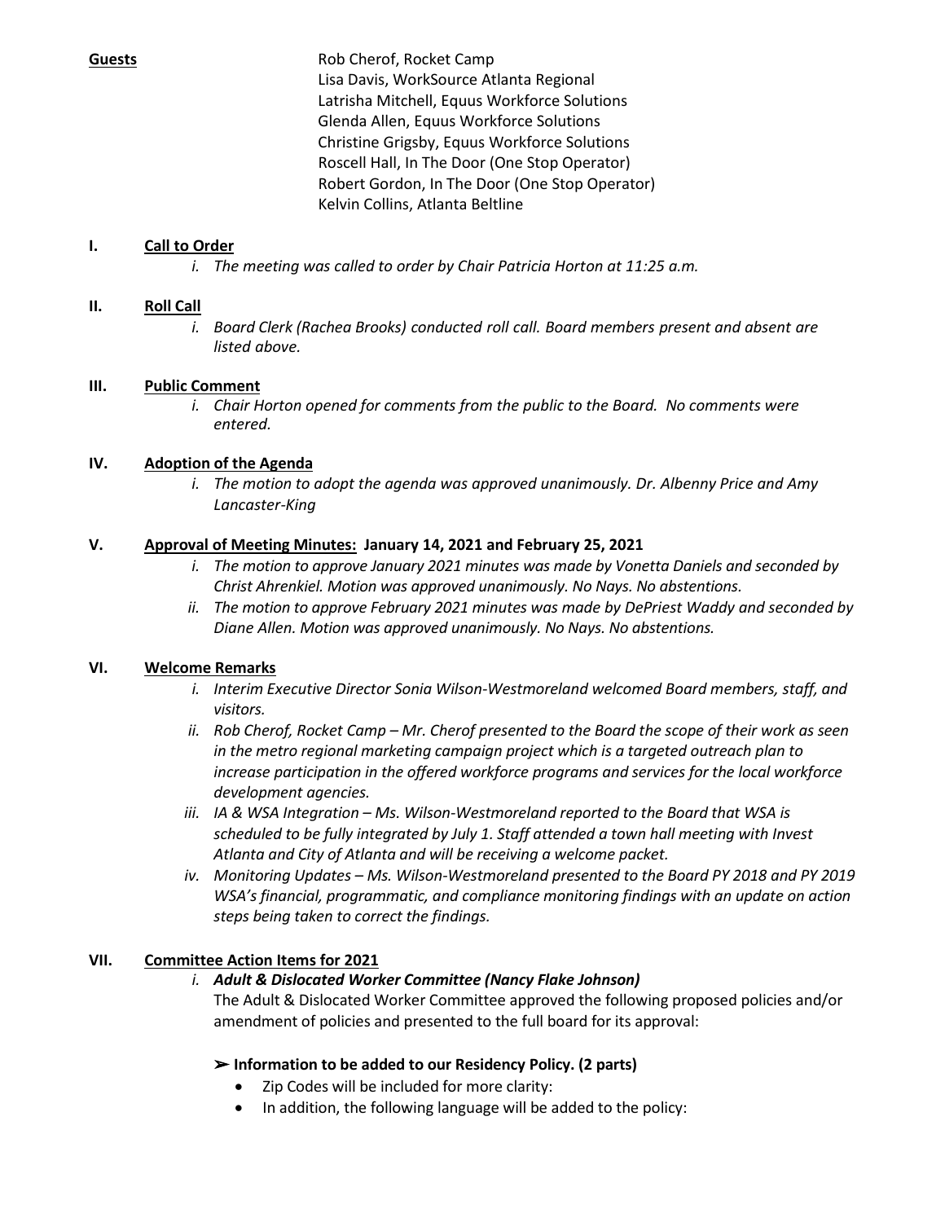**Guests**

Rob Cherof, Rocket Camp
Lisa Davis, WorkSource Atlanta Regional
Latrisha Mitchell, Equus Workforce Solutions
Glenda Allen, Equus Workforce Solutions
Christine Grigsby, Equus Workforce Solutions
Roscell Hall, In The Door (One Stop Operator)
Robert Gordon, In The Door (One Stop Operator)
Kelvin Collins, Atlanta Beltline

## I. Call to Order

*i. The meeting was called to order by Chair Patricia Horton at 11:25 a.m.*

## II. Roll Call

*i. Board Clerk (Rachea Brooks) conducted roll call. Board members present and absent are listed above.*

## III. Public Comment

*i. Chair Horton opened for comments from the public to the Board. No comments were entered.*

## IV. Adoption of the Agenda

*i. The motion to adopt the agenda was approved unanimously. Dr. Albenny Price and Amy Lancaster-King*

## V. Approval of Meeting Minutes: January 14, 2021 and February 25, 2021

*i. The motion to approve January 2021 minutes was made by Vonetta Daniels and seconded by Christ Ahrenkiel. Motion was approved unanimously. No Nays. No abstentions.*

*ii. The motion to approve February 2021 minutes was made by DePriest Waddy and seconded by Diane Allen. Motion was approved unanimously. No Nays. No abstentions.*

## VI. Welcome Remarks

*i. Interim Executive Director Sonia Wilson-Westmoreland welcomed Board members, staff, and visitors.*

*ii. Rob Cherof, Rocket Camp – Mr. Cherof presented to the Board the scope of their work as seen in the metro regional marketing campaign project which is a targeted outreach plan to increase participation in the offered workforce programs and services for the local workforce development agencies.*

*iii. IA & WSA Integration – Ms. Wilson-Westmoreland reported to the Board that WSA is scheduled to be fully integrated by July 1. Staff attended a town hall meeting with Invest Atlanta and City of Atlanta and will be receiving a welcome packet.*

*iv. Monitoring Updates – Ms. Wilson-Westmoreland presented to the Board PY 2018 and PY 2019 WSA's financial, programmatic, and compliance monitoring findings with an update on action steps being taken to correct the findings.*

## VII. Committee Action Items for 2021

*i. **Adult & Dislocated Worker Committee (Nancy Flake Johnson)***

The Adult & Dislocated Worker Committee approved the following proposed policies and/or amendment of policies and presented to the full board for its approval:

➢ **Information to be added to our Residency Policy. (2 parts)**

- Zip Codes will be included for more clarity:
- In addition, the following language will be added to the policy: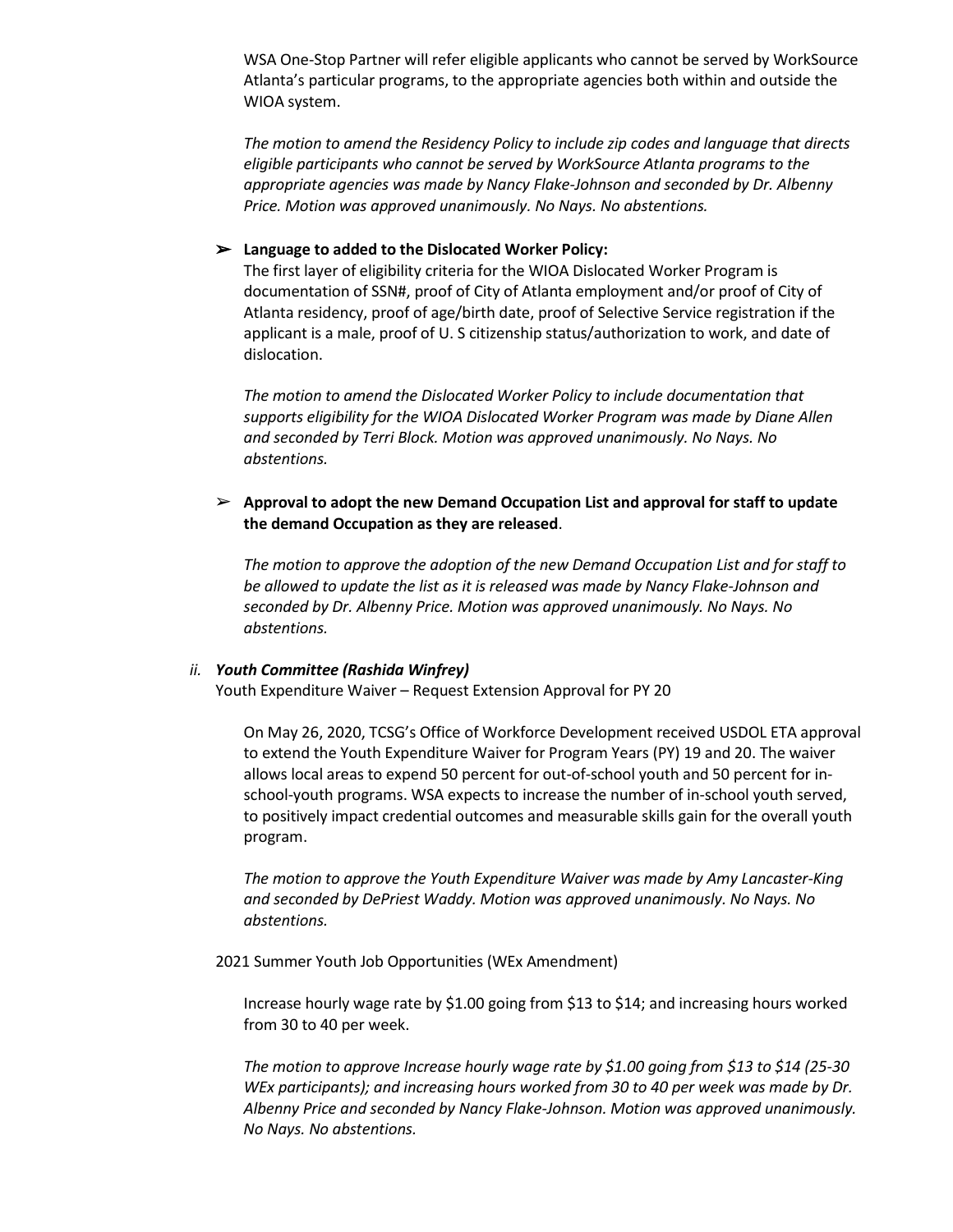WSA One-Stop Partner will refer eligible applicants who cannot be served by WorkSource Atlanta's particular programs, to the appropriate agencies both within and outside the WIOA system.

*The motion to amend the Residency Policy to include zip codes and language that directs eligible participants who cannot be served by WorkSource Atlanta programs to the appropriate agencies was made by Nancy Flake-Johnson and seconded by Dr. Albenny Price. Motion was approved unanimously. No Nays. No abstentions.*

- ➢ **Language to added to the Dislocated Worker Policy:**

  The first layer of eligibility criteria for the WIOA Dislocated Worker Program is documentation of SSN#, proof of City of Atlanta employment and/or proof of City of Atlanta residency, proof of age/birth date, proof of Selective Service registration if the applicant is a male, proof of U. S citizenship status/authorization to work, and date of dislocation.

  *The motion to amend the Dislocated Worker Policy to include documentation that supports eligibility for the WIOA Dislocated Worker Program was made by Diane Allen and seconded by Terri Block. Motion was approved unanimously. No Nays. No abstentions.*

- ➢ **Approval to adopt the new Demand Occupation List and approval for staff to update the demand Occupation as they are released**.

  *The motion to approve the adoption of the new Demand Occupation List and for staff to be allowed to update the list as it is released was made by Nancy Flake-Johnson and seconded by Dr. Albenny Price. Motion was approved unanimously. No Nays. No abstentions.*

*ii.* ***Youth Committee (Rashida Winfrey)***

Youth Expenditure Waiver – Request Extension Approval for PY 20

On May 26, 2020, TCSG's Office of Workforce Development received USDOL ETA approval to extend the Youth Expenditure Waiver for Program Years (PY) 19 and 20. The waiver allows local areas to expend 50 percent for out-of-school youth and 50 percent for in-school-youth programs. WSA expects to increase the number of in-school youth served, to positively impact credential outcomes and measurable skills gain for the overall youth program.

*The motion to approve the Youth Expenditure Waiver was made by Amy Lancaster-King and seconded by DePriest Waddy. Motion was approved unanimously. No Nays. No abstentions.*

2021 Summer Youth Job Opportunities (WEx Amendment)

Increase hourly wage rate by $1.00 going from $13 to $14; and increasing hours worked from 30 to 40 per week.

*The motion to approve Increase hourly wage rate by $1.00 going from $13 to $14 (25-30 WEx participants); and increasing hours worked from 30 to 40 per week was made by Dr. Albenny Price and seconded by Nancy Flake-Johnson. Motion was approved unanimously. No Nays. No abstentions.*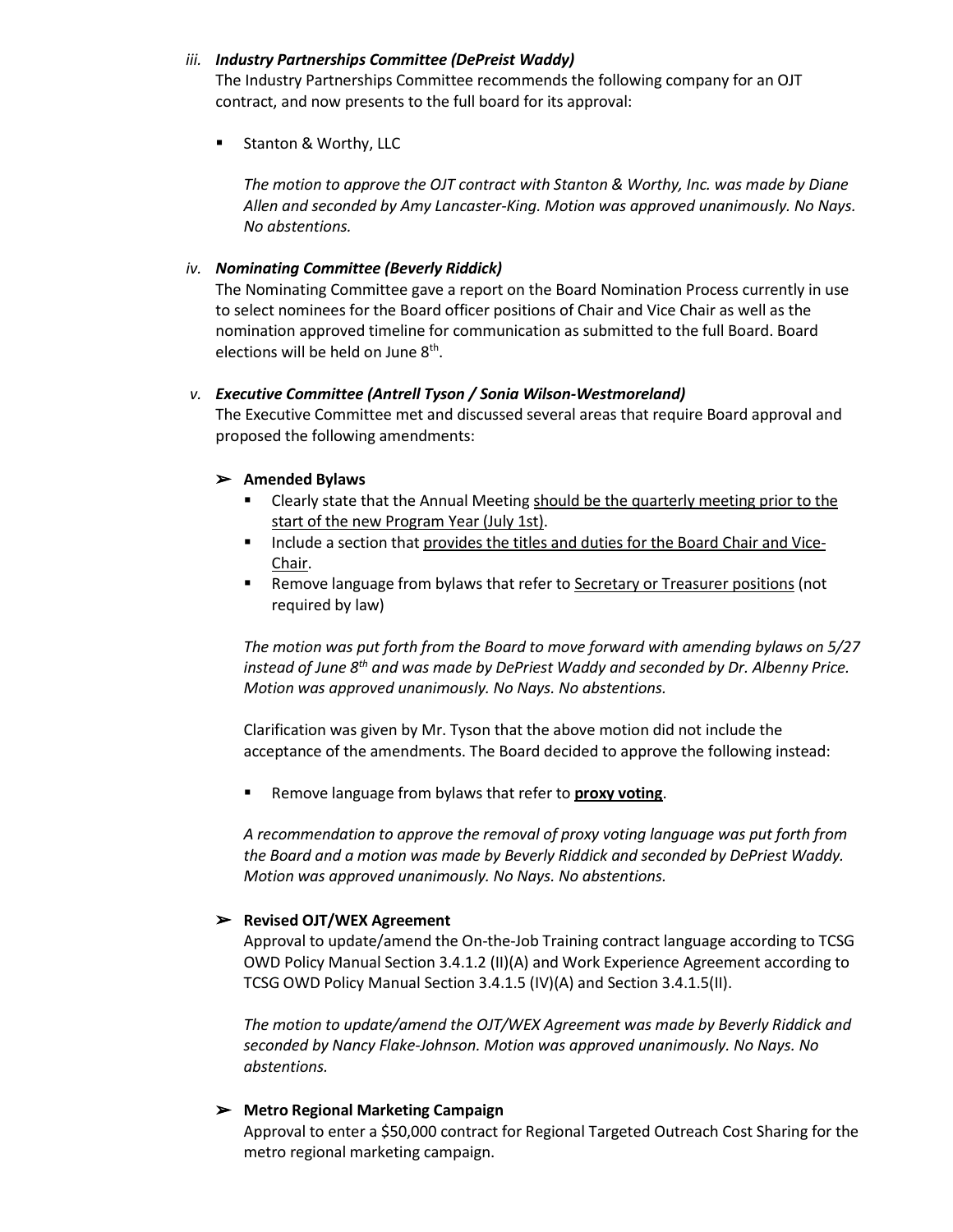*iii.* ***Industry Partnerships Committee (DePreist Waddy)***

The Industry Partnerships Committee recommends the following company for an OJT contract, and now presents to the full board for its approval:

- Stanton & Worthy, LLC

  *The motion to approve the OJT contract with Stanton & Worthy, Inc. was made by Diane Allen and seconded by Amy Lancaster-King. Motion was approved unanimously. No Nays. No abstentions.*

*iv.* ***Nominating Committee (Beverly Riddick)***

The Nominating Committee gave a report on the Board Nomination Process currently in use to select nominees for the Board officer positions of Chair and Vice Chair as well as the nomination approved timeline for communication as submitted to the full Board. Board elections will be held on June 8th.

*v.* ***Executive Committee (Antrell Tyson / Sonia Wilson-Westmoreland)***

The Executive Committee met and discussed several areas that require Board approval and proposed the following amendments:

➢ **Amended Bylaws**

- Clearly state that the Annual Meeting should be the quarterly meeting prior to the start of the new Program Year (July 1st).
- Include a section that provides the titles and duties for the Board Chair and Vice-Chair.
- Remove language from bylaws that refer to Secretary or Treasurer positions (not required by law)

*The motion was put forth from the Board to move forward with amending bylaws on 5/27 instead of June 8th and was made by DePriest Waddy and seconded by Dr. Albenny Price. Motion was approved unanimously. No Nays. No abstentions.*

Clarification was given by Mr. Tyson that the above motion did not include the acceptance of the amendments. The Board decided to approve the following instead:

- Remove language from bylaws that refer to **proxy voting**.

*A recommendation to approve the removal of proxy voting language was put forth from the Board and a motion was made by Beverly Riddick and seconded by DePriest Waddy. Motion was approved unanimously. No Nays. No abstentions.*

➢ **Revised OJT/WEX Agreement**

Approval to update/amend the On-the-Job Training contract language according to TCSG OWD Policy Manual Section 3.4.1.2 (II)(A) and Work Experience Agreement according to TCSG OWD Policy Manual Section 3.4.1.5 (IV)(A) and Section 3.4.1.5(II).

*The motion to update/amend the OJT/WEX Agreement was made by Beverly Riddick and seconded by Nancy Flake-Johnson. Motion was approved unanimously. No Nays. No abstentions.*

➢ **Metro Regional Marketing Campaign**

Approval to enter a $50,000 contract for Regional Targeted Outreach Cost Sharing for the metro regional marketing campaign.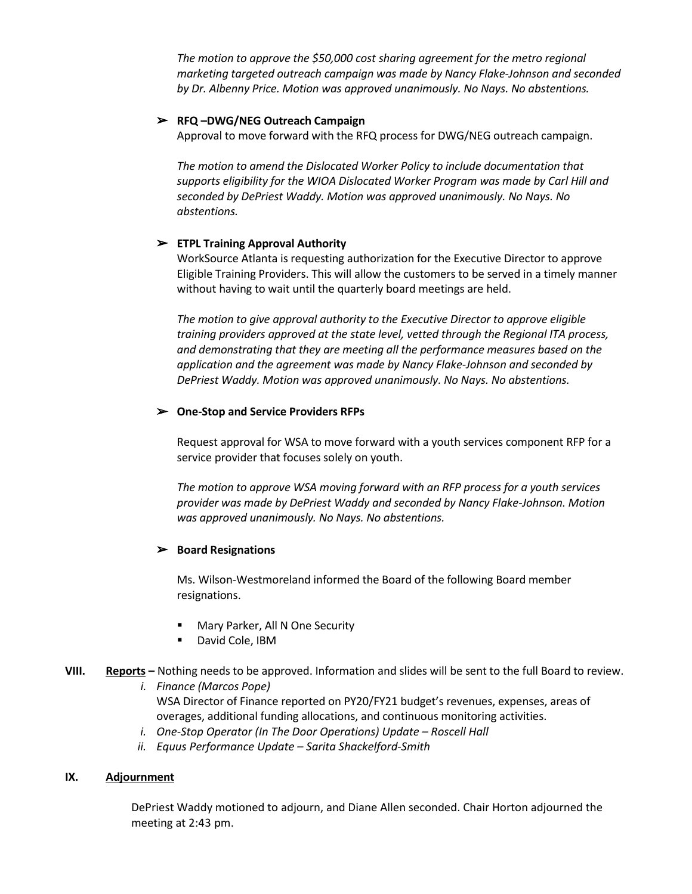*The motion to approve the $50,000 cost sharing agreement for the metro regional marketing targeted outreach campaign was made by Nancy Flake-Johnson and seconded by Dr. Albenny Price. Motion was approved unanimously. No Nays. No abstentions.*

- ➢ **RFQ –DWG/NEG Outreach Campaign**

  Approval to move forward with the RFQ process for DWG/NEG outreach campaign.

  *The motion to amend the Dislocated Worker Policy to include documentation that supports eligibility for the WIOA Dislocated Worker Program was made by Carl Hill and seconded by DePriest Waddy. Motion was approved unanimously. No Nays. No abstentions.*

- ➢ **ETPL Training Approval Authority**

  WorkSource Atlanta is requesting authorization for the Executive Director to approve Eligible Training Providers. This will allow the customers to be served in a timely manner without having to wait until the quarterly board meetings are held.

  *The motion to give approval authority to the Executive Director to approve eligible training providers approved at the state level, vetted through the Regional ITA process, and demonstrating that they are meeting all the performance measures based on the application and the agreement was made by Nancy Flake-Johnson and seconded by DePriest Waddy. Motion was approved unanimously. No Nays. No abstentions.*

- ➢ **One-Stop and Service Providers RFPs**

  Request approval for WSA to move forward with a youth services component RFP for a service provider that focuses solely on youth.

  *The motion to approve WSA moving forward with an RFP process for a youth services provider was made by DePriest Waddy and seconded by Nancy Flake-Johnson. Motion was approved unanimously. No Nays. No abstentions.*

- ➢ **Board Resignations**

  Ms. Wilson-Westmoreland informed the Board of the following Board member resignations.

  - Mary Parker, All N One Security
  - David Cole, IBM

**VIII.** **Reports –** Nothing needs to be approved. Information and slides will be sent to the full Board to review.

*i. Finance (Marcos Pope)*
WSA Director of Finance reported on PY20/FY21 budget's revenues, expenses, areas of overages, additional funding allocations, and continuous monitoring activities.

*i. One-Stop Operator (In The Door Operations) Update – Roscell Hall*

*ii. Equus Performance Update – Sarita Shackelford-Smith*

**IX.** **Adjournment**

DePriest Waddy motioned to adjourn, and Diane Allen seconded. Chair Horton adjourned the meeting at 2:43 pm.